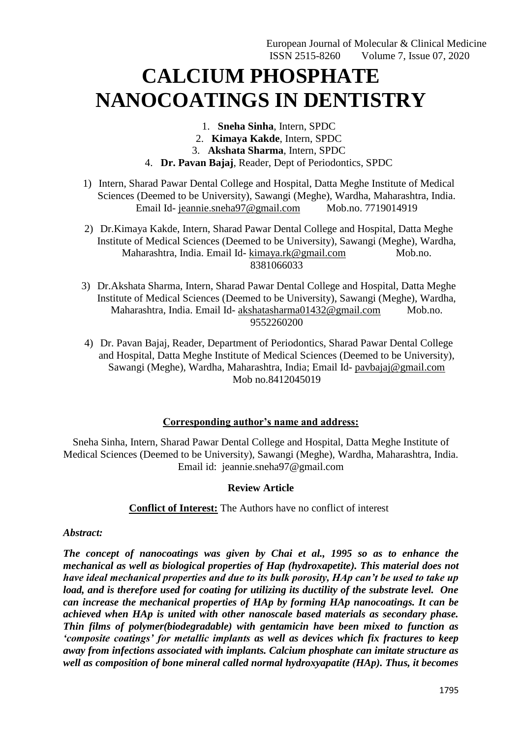# CALCIUM PHOSPHATE NANOCOATINGS IN DENTISTRY

1. **Sneha Sinha**, Intern, SPDC
2. **Kimaya Kakde**, Intern, SPDC
3. **Akshata Sharma**, Intern, SPDC
4. **Dr. Pavan Bajaj**, Reader, Dept of Periodontics, SPDC

1) Intern, Sharad Pawar Dental College and Hospital, Datta Meghe Institute of Medical Sciences (Deemed to be University), Sawangi (Meghe), Wardha, Maharashtra, India. Email Id- jeannie.sneha97@gmail.com Mob.no. 7719014919

2) Dr.Kimaya Kakde, Intern, Sharad Pawar Dental College and Hospital, Datta Meghe Institute of Medical Sciences (Deemed to be University), Sawangi (Meghe), Wardha, Maharashtra, India. Email Id- kimaya.rk@gmail.com Mob.no. 8381066033

3) Dr.Akshata Sharma, Intern, Sharad Pawar Dental College and Hospital, Datta Meghe Institute of Medical Sciences (Deemed to be University), Sawangi (Meghe), Wardha, Maharashtra, India. Email Id- akshatasharma01432@gmail.com Mob.no. 9552260200

4) Dr. Pavan Bajaj, Reader, Department of Periodontics, Sharad Pawar Dental College and Hospital, Datta Meghe Institute of Medical Sciences (Deemed to be University), Sawangi (Meghe), Wardha, Maharashtra, India; Email Id- pavbajaj@gmail.com Mob no.8412045019

**Corresponding author's name and address:**

Sneha Sinha, Intern, Sharad Pawar Dental College and Hospital, Datta Meghe Institute of Medical Sciences (Deemed to be University), Sawangi (Meghe), Wardha, Maharashtra, India. Email id: jeannie.sneha97@gmail.com

**Review Article**

**Conflict of Interest:** The Authors have no conflict of interest

***Abstract:***

***The concept of nanocoatings was given by Chai et al., 1995 so as to enhance the mechanical as well as biological properties of Hap (hydroxapetite). This material does not have ideal mechanical properties and due to its bulk porosity, HAp can't be used to take up load, and is therefore used for coating for utilizing its ductility of the substrate level. One can increase the mechanical properties of HAp by forming HAp nanocoatings. It can be achieved when HAp is united with other nanoscale based materials as secondary phase. Thin films of polymer(biodegradable) with gentamicin have been mixed to function as 'composite coatings' for metallic implants as well as devices which fix fractures to keep away from infections associated with implants. Calcium phosphate can imitate structure as well as composition of bone mineral called normal hydroxyapatite (HAp). Thus, it becomes***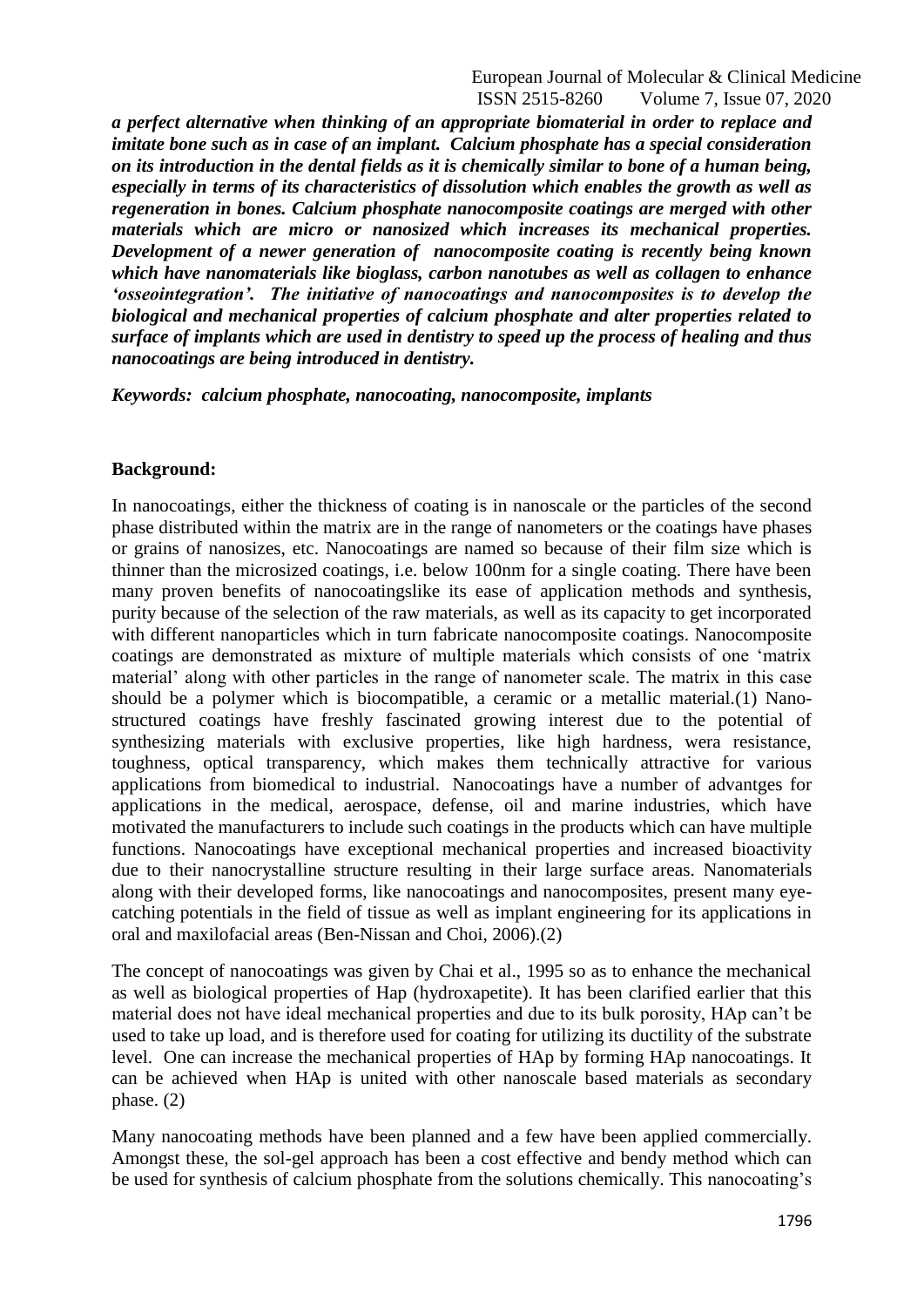***a perfect alternative when thinking of an appropriate biomaterial in order to replace and imitate bone such as in case of an implant. Calcium phosphate has a special consideration on its introduction in the dental fields as it is chemically similar to bone of a human being, especially in terms of its characteristics of dissolution which enables the growth as well as regeneration in bones. Calcium phosphate nanocomposite coatings are merged with other materials which are micro or nanosized which increases its mechanical properties. Development of a newer generation of nanocomposite coating is recently being known which have nanomaterials like bioglass, carbon nanotubes as well as collagen to enhance 'osseointegration'. The initiative of nanocoatings and nanocomposites is to develop the biological and mechanical properties of calcium phosphate and alter properties related to surface of implants which are used in dentistry to speed up the process of healing and thus nanocoatings are being introduced in dentistry.***

***Keywords: calcium phosphate, nanocoating, nanocomposite, implants***

## Background:

In nanocoatings, either the thickness of coating is in nanoscale or the particles of the second phase distributed within the matrix are in the range of nanometers or the coatings have phases or grains of nanosizes, etc. Nanocoatings are named so because of their film size which is thinner than the microsized coatings, i.e. below 100nm for a single coating. There have been many proven benefits of nanocoatingslike its ease of application methods and synthesis, purity because of the selection of the raw materials, as well as its capacity to get incorporated with different nanoparticles which in turn fabricate nanocomposite coatings. Nanocomposite coatings are demonstrated as mixture of multiple materials which consists of one 'matrix material' along with other particles in the range of nanometer scale. The matrix in this case should be a polymer which is biocompatible, a ceramic or a metallic material.(1) Nano-structured coatings have freshly fascinated growing interest due to the potential of synthesizing materials with exclusive properties, like high hardness, wera resistance, toughness, optical transparency, which makes them technically attractive for various applications from biomedical to industrial. Nanocoatings have a number of advantges for applications in the medical, aerospace, defense, oil and marine industries, which have motivated the manufacturers to include such coatings in the products which can have multiple functions. Nanocoatings have exceptional mechanical properties and increased bioactivity due to their nanocrystalline structure resulting in their large surface areas. Nanomaterials along with their developed forms, like nanocoatings and nanocomposites, present many eye-catching potentials in the field of tissue as well as implant engineering for its applications in oral and maxilofacial areas (Ben-Nissan and Choi, 2006).(2)

The concept of nanocoatings was given by Chai et al., 1995 so as to enhance the mechanical as well as biological properties of Hap (hydroxapetite). It has been clarified earlier that this material does not have ideal mechanical properties and due to its bulk porosity, HAp can't be used to take up load, and is therefore used for coating for utilizing its ductility of the substrate level. One can increase the mechanical properties of HAp by forming HAp nanocoatings. It can be achieved when HAp is united with other nanoscale based materials as secondary phase. (2)

Many nanocoating methods have been planned and a few have been applied commercially. Amongst these, the sol-gel approach has been a cost effective and bendy method which can be used for synthesis of calcium phosphate from the solutions chemically. This nanocoating's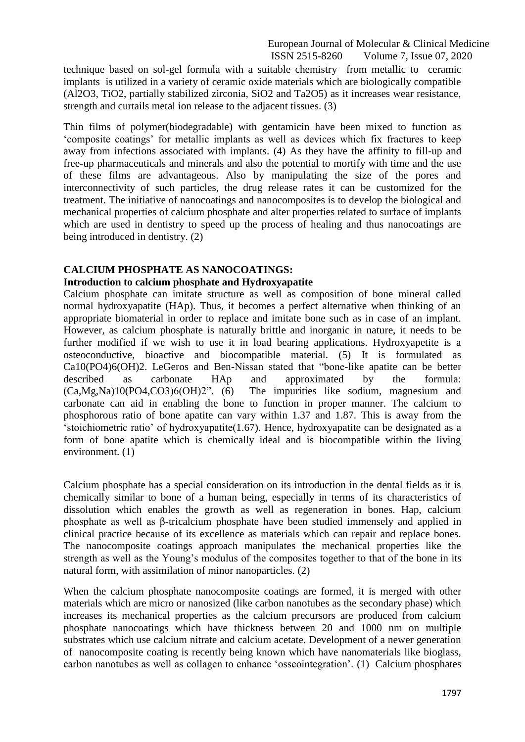technique based on sol-gel formula with a suitable chemistry from metallic to ceramic implants is utilized in a variety of ceramic oxide materials which are biologically compatible ($Al_2O_3$, $TiO_2$, partially stabilized zirconia, $SiO_2$ and $Ta_2O_5$) as it increases wear resistance, strength and curtails metal ion release to the adjacent tissues. (3)

Thin films of polymer(biodegradable) with gentamicin have been mixed to function as 'composite coatings' for metallic implants as well as devices which fix fractures to keep away from infections associated with implants. (4) As they have the affinity to fill-up and free-up pharmaceuticals and minerals and also the potential to mortify with time and the use of these films are advantageous. Also by manipulating the size of the pores and interconnectivity of such particles, the drug release rates it can be customized for the treatment. The initiative of nanocoatings and nanocomposites is to develop the biological and mechanical properties of calcium phosphate and alter properties related to surface of implants which are used in dentistry to speed up the process of healing and thus nanocoatings are being introduced in dentistry. (2)

## CALCIUM PHOSPHATE AS NANOCOATINGS:

### Introduction to calcium phosphate and Hydroxyapatite

Calcium phosphate can imitate structure as well as composition of bone mineral called normal hydroxyapatite (HAp). Thus, it becomes a perfect alternative when thinking of an appropriate biomaterial in order to replace and imitate bone such as in case of an implant. However, as calcium phosphate is naturally brittle and inorganic in nature, it needs to be further modified if we wish to use it in load bearing applications. Hydroxyapetite is a osteoconductive, bioactive and biocompatible material. (5) It is formulated as $Ca_{10}(PO_4)_6(OH)_2$. LeGeros and Ben-Nissan stated that "bone-like apatite can be better described as carbonate HAp and approximated by the formula: $(Ca,Mg,Na)_{10}(PO_4,CO_3)_6(OH)_2$". (6) The impurities like sodium, magnesium and carbonate can aid in enabling the bone to function in proper manner. The calcium to phosphorous ratio of bone apatite can vary within 1.37 and 1.87. This is away from the 'stoichiometric ratio' of hydroxyapatite(1.67). Hence, hydroxyapatite can be designated as a form of bone apatite which is chemically ideal and is biocompatible within the living environment. (1)

Calcium phosphate has a special consideration on its introduction in the dental fields as it is chemically similar to bone of a human being, especially in terms of its characteristics of dissolution which enables the growth as well as regeneration in bones. Hap, calcium phosphate as well as β-tricalcium phosphate have been studied immensely and applied in clinical practice because of its excellence as materials which can repair and replace bones. The nanocomposite coatings approach manipulates the mechanical properties like the strength as well as the Young's modulus of the composites together to that of the bone in its natural form, with assimilation of minor nanoparticles. (2)

When the calcium phosphate nanocomposite coatings are formed, it is merged with other materials which are micro or nanosized (like carbon nanotubes as the secondary phase) which increases its mechanical properties as the calcium precursors are produced from calcium phosphate nanocoatings which have thickness between 20 and 1000 nm on multiple substrates which use calcium nitrate and calcium acetate. Development of a newer generation of nanocomposite coating is recently being known which have nanomaterials like bioglass, carbon nanotubes as well as collagen to enhance 'osseointegration'. (1) Calcium phosphates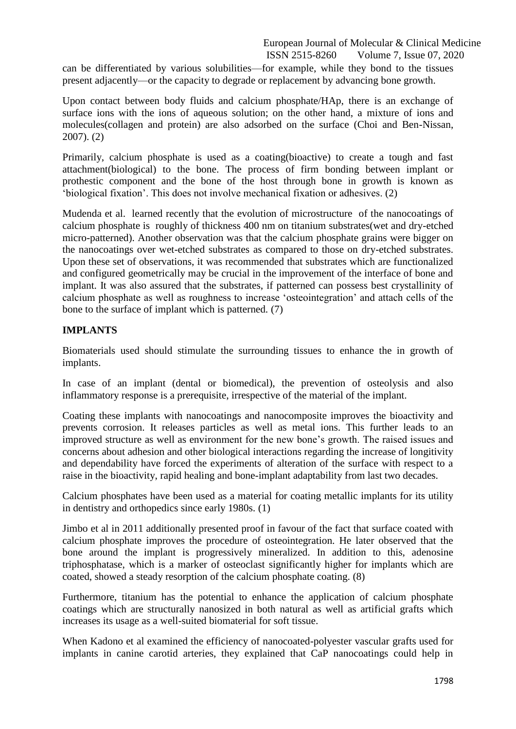can be differentiated by various solubilities—for example, while they bond to the tissues present adjacently—or the capacity to degrade or replacement by advancing bone growth.

Upon contact between body fluids and calcium phosphate/HAp, there is an exchange of surface ions with the ions of aqueous solution; on the other hand, a mixture of ions and molecules(collagen and protein) are also adsorbed on the surface (Choi and Ben-Nissan, 2007). (2)

Primarily, calcium phosphate is used as a coating(bioactive) to create a tough and fast attachment(biological) to the bone. The process of firm bonding between implant or prothestic component and the bone of the host through bone in growth is known as 'biological fixation'. This does not involve mechanical fixation or adhesives. (2)

Mudenda et al. learned recently that the evolution of microstructure of the nanocoatings of calcium phosphate is roughly of thickness 400 nm on titanium substrates(wet and dry-etched micro-patterned). Another observation was that the calcium phosphate grains were bigger on the nanocoatings over wet-etched substrates as compared to those on dry-etched substrates. Upon these set of observations, it was recommended that substrates which are functionalized and configured geometrically may be crucial in the improvement of the interface of bone and implant. It was also assured that the substrates, if patterned can possess best crystallinity of calcium phosphate as well as roughness to increase 'osteointegration' and attach cells of the bone to the surface of implant which is patterned. (7)

## IMPLANTS

Biomaterials used should stimulate the surrounding tissues to enhance the in growth of implants.

In case of an implant (dental or biomedical), the prevention of osteolysis and also inflammatory response is a prerequisite, irrespective of the material of the implant.

Coating these implants with nanocoatings and nanocomposite improves the bioactivity and prevents corrosion. It releases particles as well as metal ions. This further leads to an improved structure as well as environment for the new bone's growth. The raised issues and concerns about adhesion and other biological interactions regarding the increase of longitivity and dependability have forced the experiments of alteration of the surface with respect to a raise in the bioactivity, rapid healing and bone-implant adaptability from last two decades.

Calcium phosphates have been used as a material for coating metallic implants for its utility in dentistry and orthopedics since early 1980s. (1)

Jimbo et al in 2011 additionally presented proof in favour of the fact that surface coated with calcium phosphate improves the procedure of osteointegration. He later observed that the bone around the implant is progressively mineralized. In addition to this, adenosine triphosphatase, which is a marker of osteoclast significantly higher for implants which are coated, showed a steady resorption of the calcium phosphate coating. (8)

Furthermore, titanium has the potential to enhance the application of calcium phosphate coatings which are structurally nanosized in both natural as well as artificial grafts which increases its usage as a well-suited biomaterial for soft tissue.

When Kadono et al examined the efficiency of nanocoated-polyester vascular grafts used for implants in canine carotid arteries, they explained that CaP nanocoatings could help in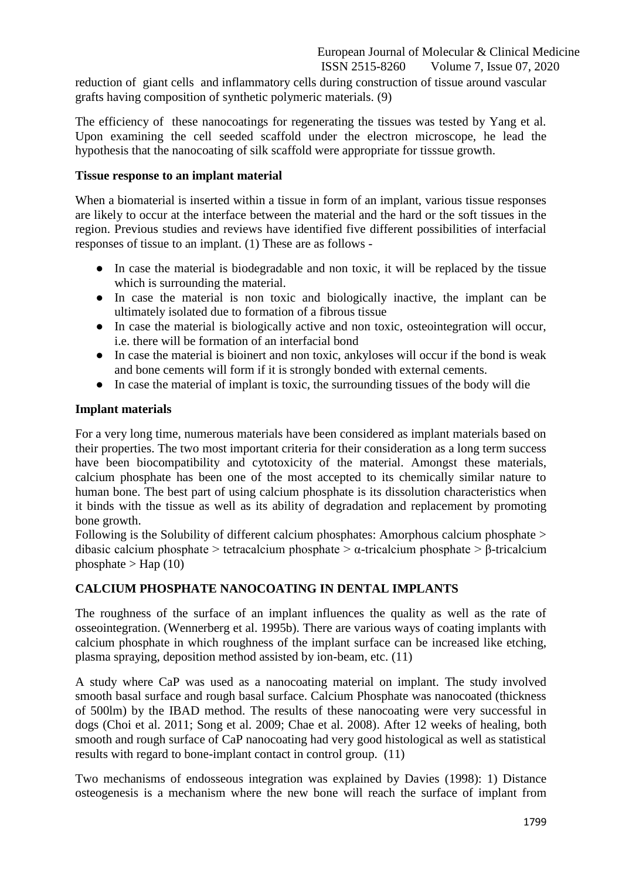reduction of giant cells and inflammatory cells during construction of tissue around vascular grafts having composition of synthetic polymeric materials. (9)

The efficiency of these nanocoatings for regenerating the tissues was tested by Yang et al. Upon examining the cell seeded scaffold under the electron microscope, he lead the hypothesis that the nanocoating of silk scaffold were appropriate for tisssue growth.

**Tissue response to an implant material**

When a biomaterial is inserted within a tissue in form of an implant, various tissue responses are likely to occur at the interface between the material and the hard or the soft tissues in the region. Previous studies and reviews have identified five different possibilities of interfacial responses of tissue to an implant. (1) These are as follows -

- In case the material is biodegradable and non toxic, it will be replaced by the tissue which is surrounding the material.
- In case the material is non toxic and biologically inactive, the implant can be ultimately isolated due to formation of a fibrous tissue
- In case the material is biologically active and non toxic, osteointegration will occur, i.e. there will be formation of an interfacial bond
- In case the material is bioinert and non toxic, ankyloses will occur if the bond is weak and bone cements will form if it is strongly bonded with external cements.
- In case the material of implant is toxic, the surrounding tissues of the body will die

**Implant materials**

For a very long time, numerous materials have been considered as implant materials based on their properties. The two most important criteria for their consideration as a long term success have been biocompatibility and cytotoxicity of the material. Amongst these materials, calcium phosphate has been one of the most accepted to its chemically similar nature to human bone. The best part of using calcium phosphate is its dissolution characteristics when it binds with the tissue as well as its ability of degradation and replacement by promoting bone growth.
Following is the Solubility of different calcium phosphates: Amorphous calcium phosphate > dibasic calcium phosphate > tetracalcium phosphate > α-tricalcium phosphate > β-tricalcium phosphate > Hap (10)

**CALCIUM PHOSPHATE NANOCOATING IN DENTAL IMPLANTS**

The roughness of the surface of an implant influences the quality as well as the rate of osseointegration. (Wennerberg et al. 1995b). There are various ways of coating implants with calcium phosphate in which roughness of the implant surface can be increased like etching, plasma spraying, deposition method assisted by ion-beam, etc. (11)

A study where CaP was used as a nanocoating material on implant. The study involved smooth basal surface and rough basal surface. Calcium Phosphate was nanocoated (thickness of 500lm) by the IBAD method. The results of these nanocoating were very successful in dogs (Choi et al. 2011; Song et al. 2009; Chae et al. 2008). After 12 weeks of healing, both smooth and rough surface of CaP nanocoating had very good histological as well as statistical results with regard to bone-implant contact in control group. (11)

Two mechanisms of endosseous integration was explained by Davies (1998): 1) Distance osteogenesis is a mechanism where the new bone will reach the surface of implant from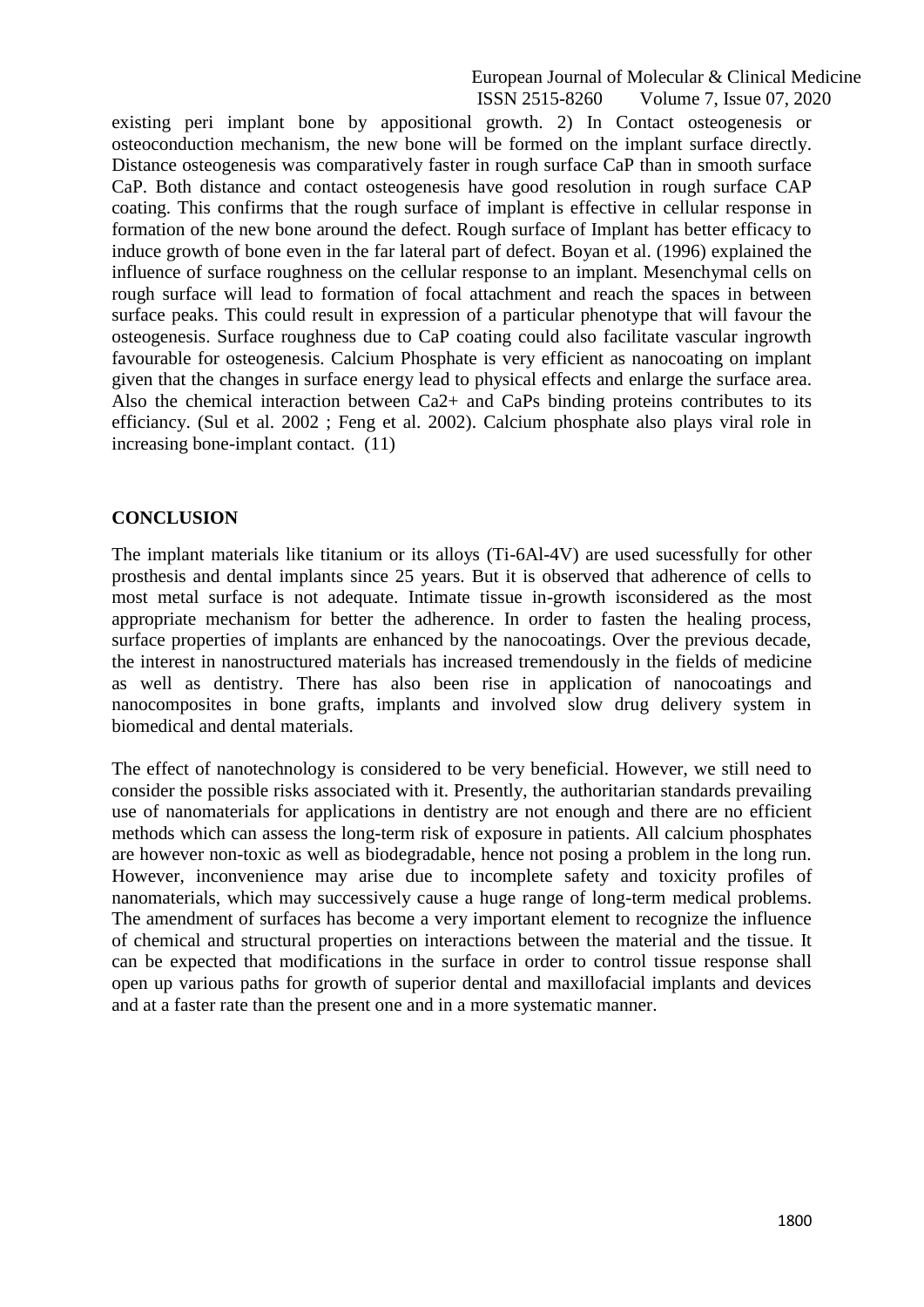existing peri implant bone by appositional growth. 2) In Contact osteogenesis or osteoconduction mechanism, the new bone will be formed on the implant surface directly. Distance osteogenesis was comparatively faster in rough surface CaP than in smooth surface CaP. Both distance and contact osteogenesis have good resolution in rough surface CAP coating. This confirms that the rough surface of implant is effective in cellular response in formation of the new bone around the defect. Rough surface of Implant has better efficacy to induce growth of bone even in the far lateral part of defect. Boyan et al. (1996) explained the influence of surface roughness on the cellular response to an implant. Mesenchymal cells on rough surface will lead to formation of focal attachment and reach the spaces in between surface peaks. This could result in expression of a particular phenotype that will favour the osteogenesis. Surface roughness due to CaP coating could also facilitate vascular ingrowth favourable for osteogenesis. Calcium Phosphate is very efficient as nanocoating on implant given that the changes in surface energy lead to physical effects and enlarge the surface area. Also the chemical interaction between $Ca^{2+}$ and CaPs binding proteins contributes to its efficiancy. (Sul et al. 2002 ; Feng et al. 2002). Calcium phosphate also plays viral role in increasing bone-implant contact. (11)

## CONCLUSION

The implant materials like titanium or its alloys (Ti-6Al-4V) are used sucessfully for other prosthesis and dental implants since 25 years. But it is observed that adherence of cells to most metal surface is not adequate. Intimate tissue in-growth isconsidered as the most appropriate mechanism for better the adherence. In order to fasten the healing process, surface properties of implants are enhanced by the nanocoatings. Over the previous decade, the interest in nanostructured materials has increased tremendously in the fields of medicine as well as dentistry. There has also been rise in application of nanocoatings and nanocomposites in bone grafts, implants and involved slow drug delivery system in biomedical and dental materials.

The effect of nanotechnology is considered to be very beneficial. However, we still need to consider the possible risks associated with it. Presently, the authoritarian standards prevailing use of nanomaterials for applications in dentistry are not enough and there are no efficient methods which can assess the long-term risk of exposure in patients. All calcium phosphates are however non-toxic as well as biodegradable, hence not posing a problem in the long run. However, inconvenience may arise due to incomplete safety and toxicity profiles of nanomaterials, which may successively cause a huge range of long-term medical problems. The amendment of surfaces has become a very important element to recognize the influence of chemical and structural properties on interactions between the material and the tissue. It can be expected that modifications in the surface in order to control tissue response shall open up various paths for growth of superior dental and maxillofacial implants and devices and at a faster rate than the present one and in a more systematic manner.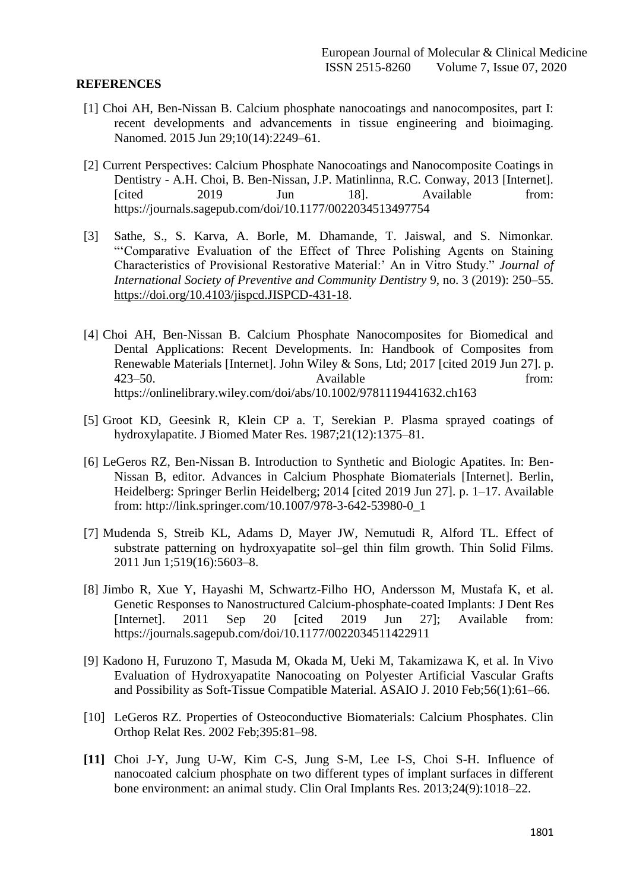**REFERENCES**

[1] Choi AH, Ben-Nissan B. Calcium phosphate nanocoatings and nanocomposites, part I: recent developments and advancements in tissue engineering and bioimaging. Nanomed. 2015 Jun 29;10(14):2249–61.

[2] Current Perspectives: Calcium Phosphate Nanocoatings and Nanocomposite Coatings in Dentistry - A.H. Choi, B. Ben-Nissan, J.P. Matinlinna, R.C. Conway, 2013 [Internet]. [cited 2019 Jun 18]. Available from: https://journals.sagepub.com/doi/10.1177/0022034513497754

[3] Sathe, S., S. Karva, A. Borle, M. Dhamande, T. Jaiswal, and S. Nimonkar. "'Comparative Evaluation of the Effect of Three Polishing Agents on Staining Characteristics of Provisional Restorative Material:' An in Vitro Study." *Journal of International Society of Preventive and Community Dentistry* 9, no. 3 (2019): 250–55. https://doi.org/10.4103/jispcd.JISPCD-431-18.

[4] Choi AH, Ben-Nissan B. Calcium Phosphate Nanocomposites for Biomedical and Dental Applications: Recent Developments. In: Handbook of Composites from Renewable Materials [Internet]. John Wiley & Sons, Ltd; 2017 [cited 2019 Jun 27]. p. 423–50. Available from: https://onlinelibrary.wiley.com/doi/abs/10.1002/9781119441632.ch163

[5] Groot KD, Geesink R, Klein CP a. T, Serekian P. Plasma sprayed coatings of hydroxylapatite. J Biomed Mater Res. 1987;21(12):1375–81.

[6] LeGeros RZ, Ben-Nissan B. Introduction to Synthetic and Biologic Apatites. In: Ben-Nissan B, editor. Advances in Calcium Phosphate Biomaterials [Internet]. Berlin, Heidelberg: Springer Berlin Heidelberg; 2014 [cited 2019 Jun 27]. p. 1–17. Available from: http://link.springer.com/10.1007/978-3-642-53980-0_1

[7] Mudenda S, Streib KL, Adams D, Mayer JW, Nemutudi R, Alford TL. Effect of substrate patterning on hydroxyapatite sol–gel thin film growth. Thin Solid Films. 2011 Jun 1;519(16):5603–8.

[8] Jimbo R, Xue Y, Hayashi M, Schwartz-Filho HO, Andersson M, Mustafa K, et al. Genetic Responses to Nanostructured Calcium-phosphate-coated Implants: J Dent Res [Internet]. 2011 Sep 20 [cited 2019 Jun 27]; Available from: https://journals.sagepub.com/doi/10.1177/0022034511422911

[9] Kadono H, Furuzono T, Masuda M, Okada M, Ueki M, Takamizawa K, et al. In Vivo Evaluation of Hydroxyapatite Nanocoating on Polyester Artificial Vascular Grafts and Possibility as Soft-Tissue Compatible Material. ASAIO J. 2010 Feb;56(1):61–66.

[10] LeGeros RZ. Properties of Osteoconductive Biomaterials: Calcium Phosphates. Clin Orthop Relat Res. 2002 Feb;395:81–98.

**[11]** Choi J-Y, Jung U-W, Kim C-S, Jung S-M, Lee I-S, Choi S-H. Influence of nanocoated calcium phosphate on two different types of implant surfaces in different bone environment: an animal study. Clin Oral Implants Res. 2013;24(9):1018–22.